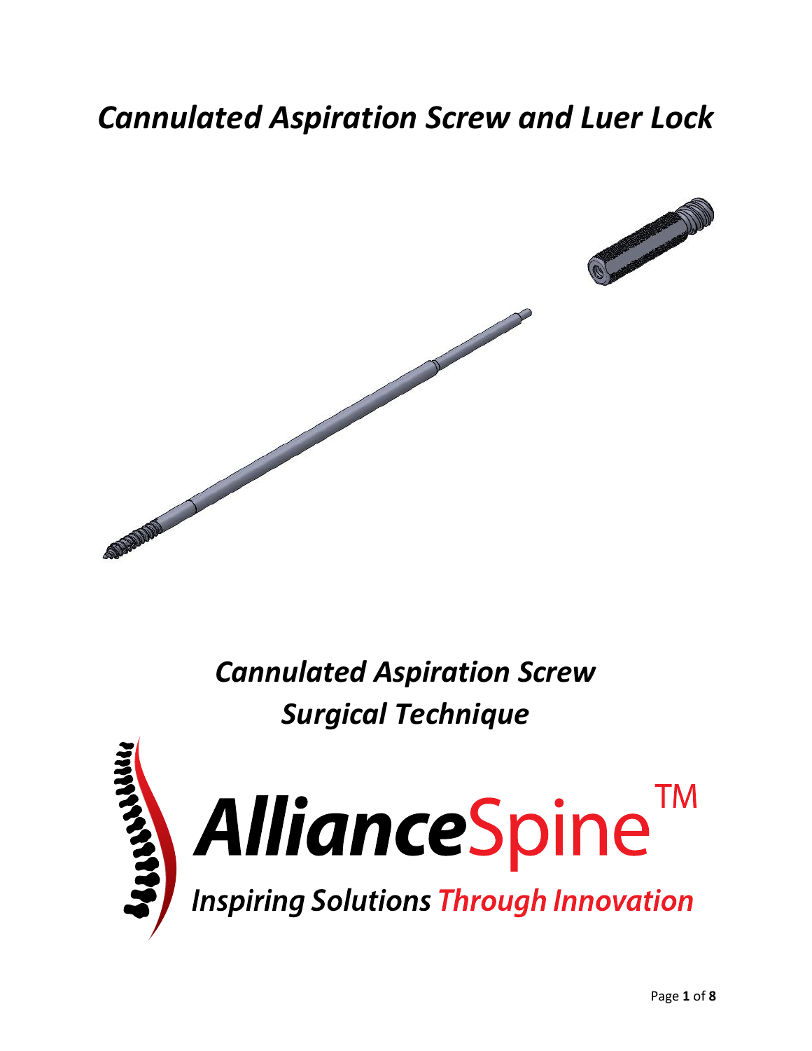# *Cannulated Aspiration Screw and Luer Lock*

## *Cannulated Aspiration Screw Surgical Technique*

**Alliance**Spine™

*Inspiring Solutions Through Innovation*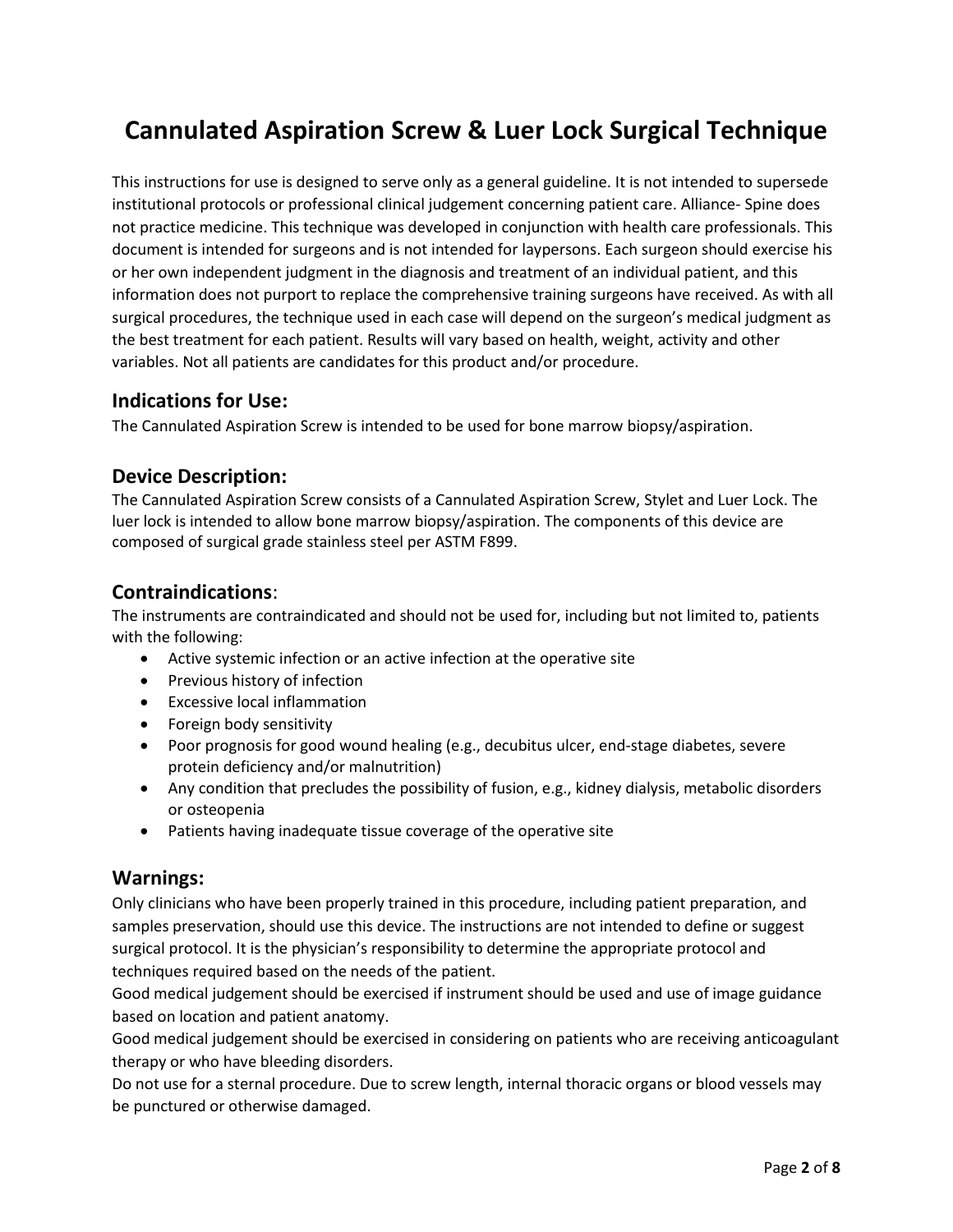# Cannulated Aspiration Screw & Luer Lock Surgical Technique

This instructions for use is designed to serve only as a general guideline. It is not intended to supersede institutional protocols or professional clinical judgement concerning patient care. Alliance- Spine does not practice medicine. This technique was developed in conjunction with health care professionals. This document is intended for surgeons and is not intended for laypersons. Each surgeon should exercise his or her own independent judgment in the diagnosis and treatment of an individual patient, and this information does not purport to replace the comprehensive training surgeons have received. As with all surgical procedures, the technique used in each case will depend on the surgeon's medical judgment as the best treatment for each patient. Results will vary based on health, weight, activity and other variables. Not all patients are candidates for this product and/or procedure.

## Indications for Use:

The Cannulated Aspiration Screw is intended to be used for bone marrow biopsy/aspiration.

## Device Description:

The Cannulated Aspiration Screw consists of a Cannulated Aspiration Screw, Stylet and Luer Lock. The luer lock is intended to allow bone marrow biopsy/aspiration. The components of this device are composed of surgical grade stainless steel per ASTM F899.

## Contraindications:

The instruments are contraindicated and should not be used for, including but not limited to, patients with the following:

- Active systemic infection or an active infection at the operative site
- Previous history of infection
- Excessive local inflammation
- Foreign body sensitivity
- Poor prognosis for good wound healing (e.g., decubitus ulcer, end-stage diabetes, severe protein deficiency and/or malnutrition)
- Any condition that precludes the possibility of fusion, e.g., kidney dialysis, metabolic disorders or osteopenia
- Patients having inadequate tissue coverage of the operative site

## Warnings:

Only clinicians who have been properly trained in this procedure, including patient preparation, and samples preservation, should use this device. The instructions are not intended to define or suggest surgical protocol. It is the physician's responsibility to determine the appropriate protocol and techniques required based on the needs of the patient.

Good medical judgement should be exercised if instrument should be used and use of image guidance based on location and patient anatomy.

Good medical judgement should be exercised in considering on patients who are receiving anticoagulant therapy or who have bleeding disorders.

Do not use for a sternal procedure. Due to screw length, internal thoracic organs or blood vessels may be punctured or otherwise damaged.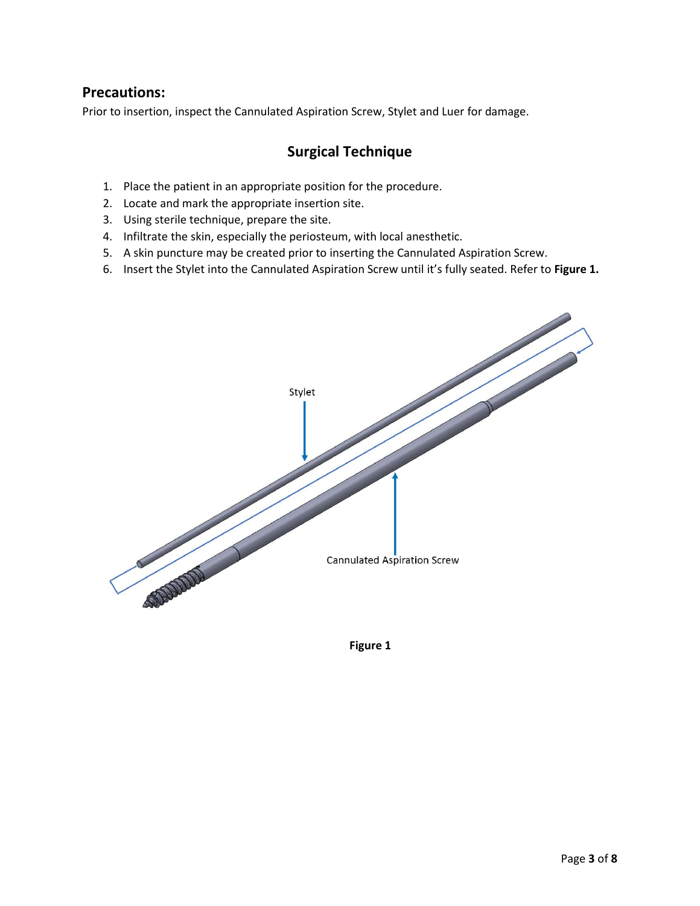## Precautions:

Prior to insertion, inspect the Cannulated Aspiration Screw, Stylet and Luer for damage.

## Surgical Technique

1. Place the patient in an appropriate position for the procedure.
2. Locate and mark the appropriate insertion site.
3. Using sterile technique, prepare the site.
4. Infiltrate the skin, especially the periosteum, with local anesthetic.
5. A skin puncture may be created prior to inserting the Cannulated Aspiration Screw.
6. Insert the Stylet into the Cannulated Aspiration Screw until it's fully seated. Refer to **Figure 1.**

Stylet

Cannulated Aspiration Screw

**Figure 1**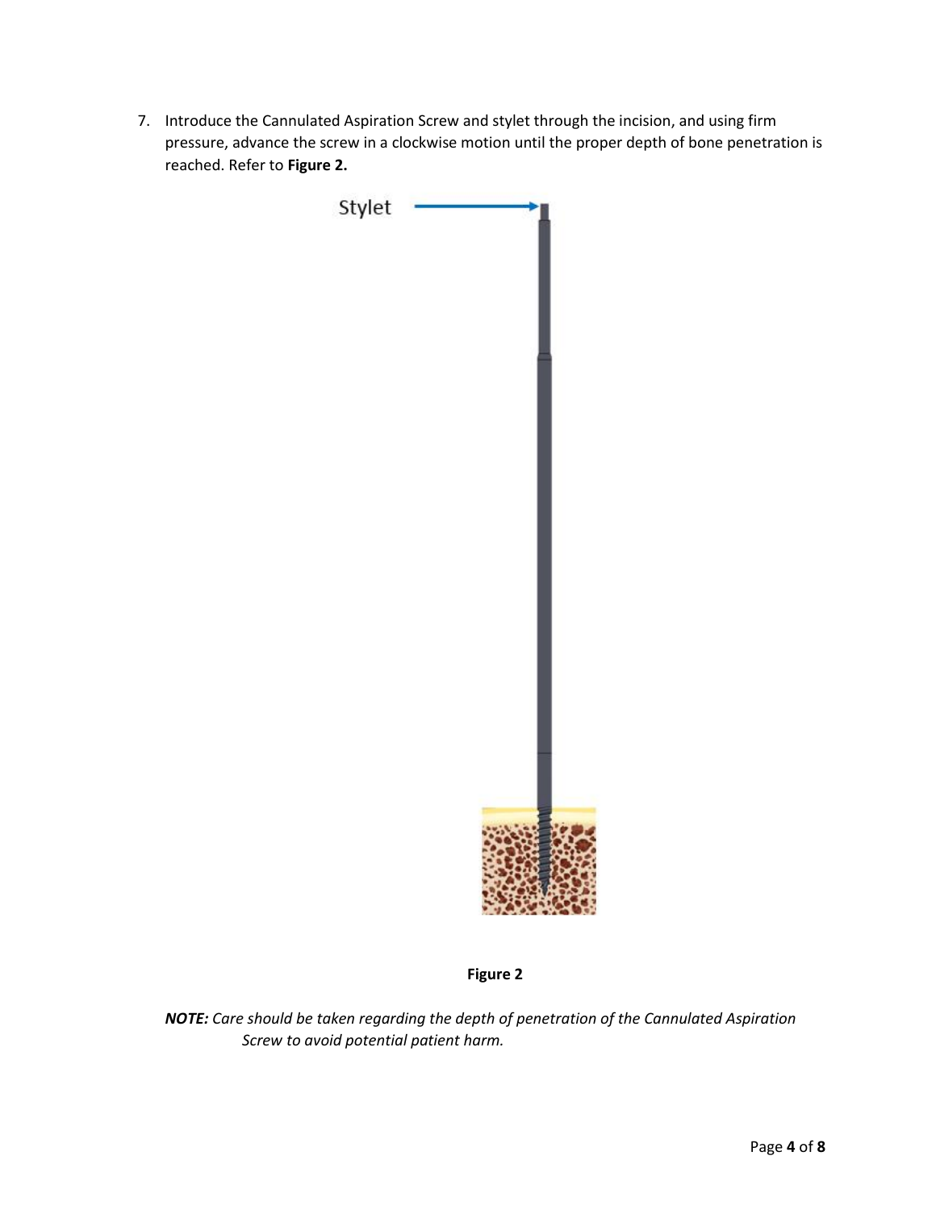7. Introduce the Cannulated Aspiration Screw and stylet through the incision, and using firm pressure, advance the screw in a clockwise motion until the proper depth of bone penetration is reached. Refer to **Figure 2.**

Stylet

**Figure 2**

***NOTE:*** *Care should be taken regarding the depth of penetration of the Cannulated Aspiration Screw to avoid potential patient harm.*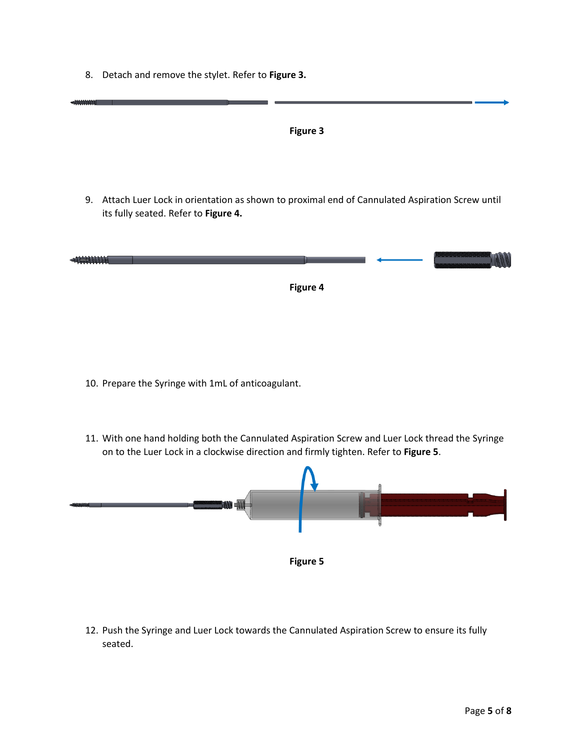8. Detach and remove the stylet. Refer to **Figure 3.**

**Figure 3**

9. Attach Luer Lock in orientation as shown to proximal end of Cannulated Aspiration Screw until its fully seated. Refer to **Figure 4.**

**Figure 4**

10. Prepare the Syringe with 1mL of anticoagulant.

11. With one hand holding both the Cannulated Aspiration Screw and Luer Lock thread the Syringe on to the Luer Lock in a clockwise direction and firmly tighten. Refer to **Figure 5**.

**Figure 5**

12. Push the Syringe and Luer Lock towards the Cannulated Aspiration Screw to ensure its fully seated.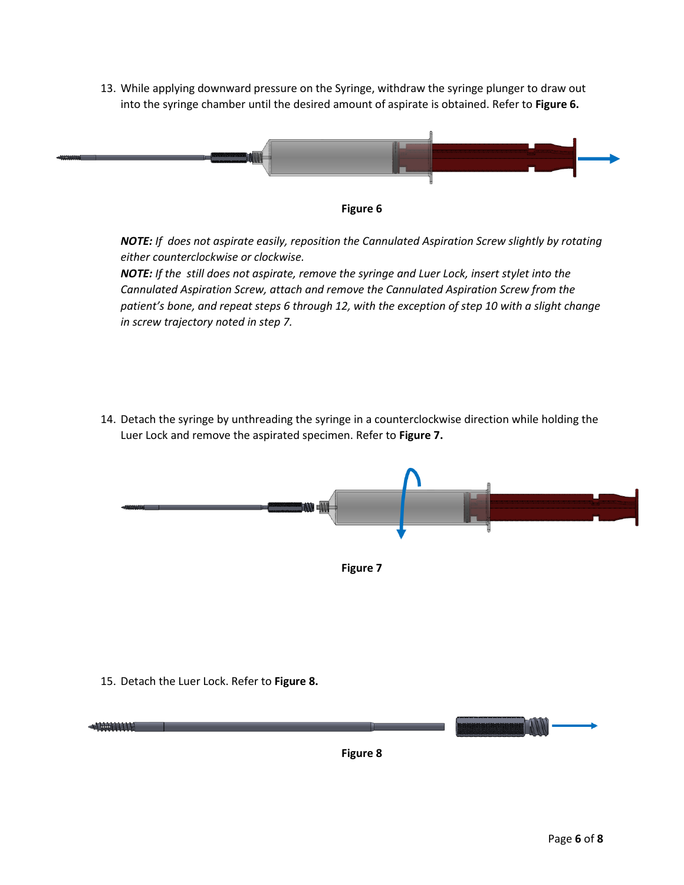13. While applying downward pressure on the Syringe, withdraw the syringe plunger to draw out into the syringe chamber until the desired amount of aspirate is obtained. Refer to **Figure 6.**

Figure 6

***NOTE:*** *If  does not aspirate easily, reposition the Cannulated Aspiration Screw slightly by rotating either counterclockwise or clockwise.*

***NOTE:*** *If the  still does not aspirate, remove the syringe and Luer Lock, insert stylet into the Cannulated Aspiration Screw, attach and remove the Cannulated Aspiration Screw from the patient's bone, and repeat steps 6 through 12, with the exception of step 10 with a slight change in screw trajectory noted in step 7.*

14. Detach the syringe by unthreading the syringe in a counterclockwise direction while holding the Luer Lock and remove the aspirated specimen. Refer to **Figure 7.**

Figure 7

15. Detach the Luer Lock. Refer to **Figure 8.**

Figure 8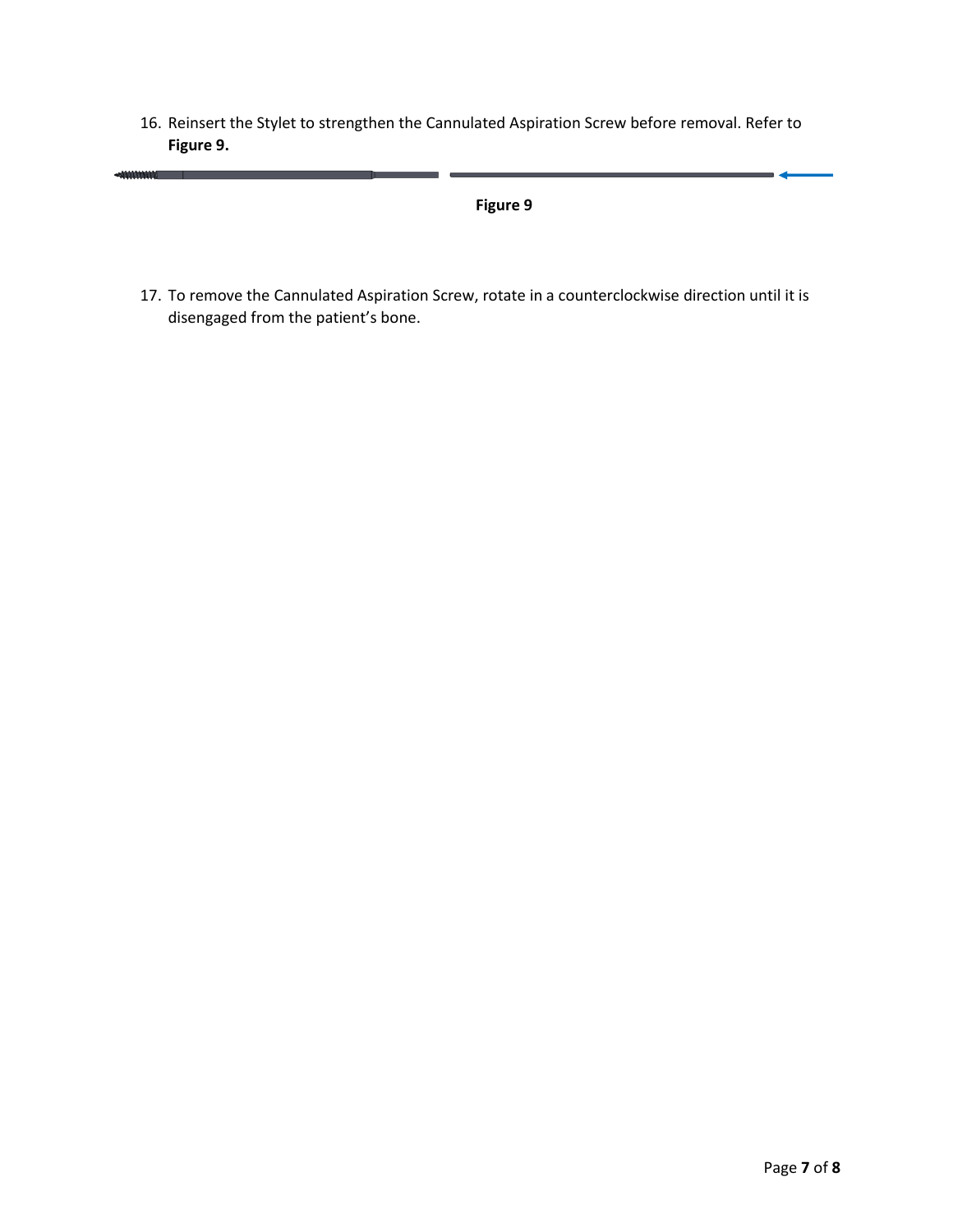16. Reinsert the Stylet to strengthen the Cannulated Aspiration Screw before removal. Refer to **Figure 9.**

**Figure 9**

17. To remove the Cannulated Aspiration Screw, rotate in a counterclockwise direction until it is disengaged from the patient's bone.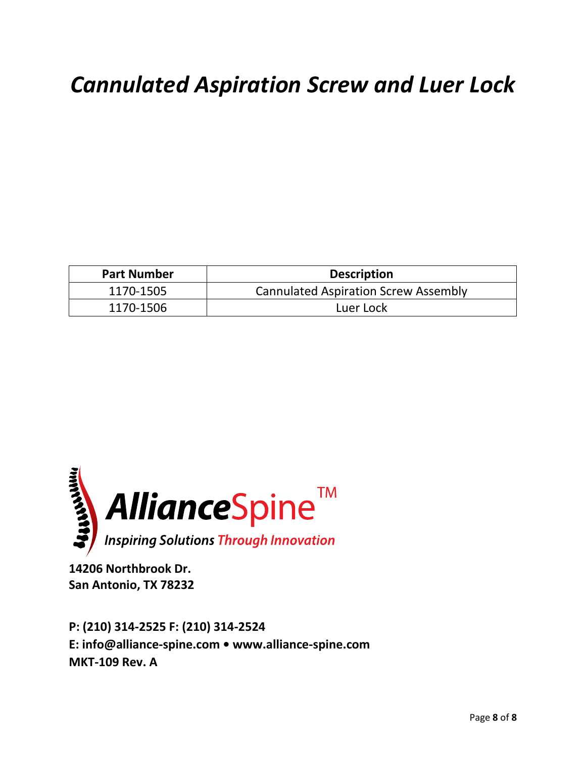# *Cannulated Aspiration Screw and Luer Lock*

| Part Number | Description |
|---|---|
| 1170-1505 | Cannulated Aspiration Screw Assembly |
| 1170-1506 | Luer Lock |

**AllianceSpine™**

*Inspiring Solutions Through Innovation*

**14206 Northbrook Dr.**
**San Antonio, TX 78232**

**P: (210) 314-2525 F: (210) 314-2524**
**E: info@alliance-spine.com • www.alliance-spine.com**
**MKT-109 Rev. A**